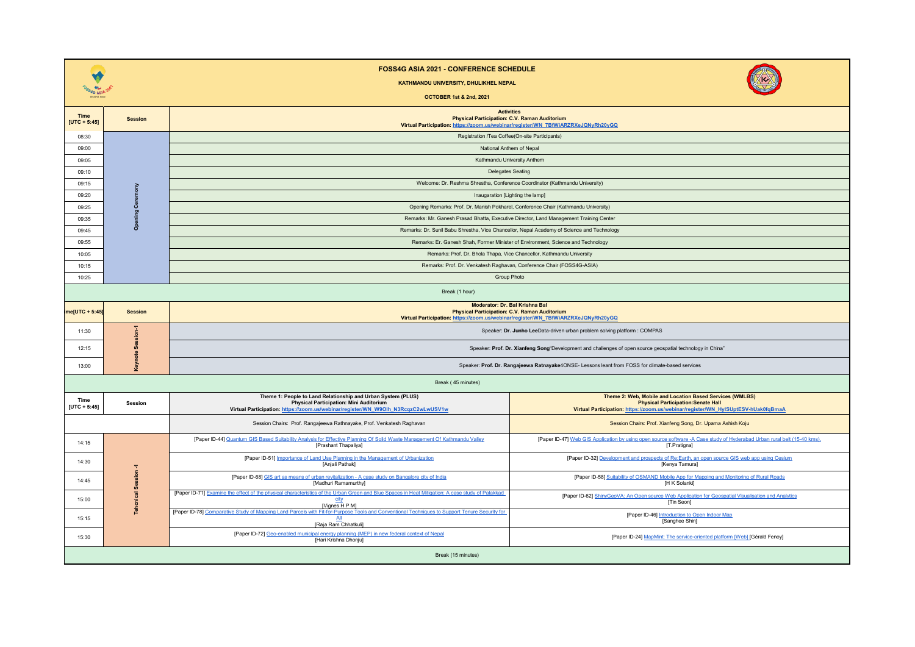# FOSS4G ASIA 2021 - CONFERENCE SCHEDULE

**KATHMANDU UNIVERSITY, DHULIKHEL NEPAL**

**OCTOBER 1st & 2nd, 2021**

| Time [UTC + 5:45] | Session | Activities<br>Physical Participation: C.V. Raman Auditorium<br>Virtual Participation: https://zoom.us/webinar/register/WN_7BfWiARZRXeJQNyRh20yGQ |
|---|---|---|
| 08:30 | Opening Ceremony | Registration /Tea Coffee(On-site Participants) |
| 09:00 | | National Anthem of Nepal |
| 09:05 | | Kathmandu University Anthem |
| 09:10 | | Delegates Seating |
| 09:15 | | Welcome: Dr. Reshma Shrestha, Conference Coordinator (Kathmandu University) |
| 09:20 | | Inaugaration [Lighting the lamp] |
| 09:25 | | Opening Remarks: Prof. Dr. Manish Pokharel, Conference Chair (Kathmandu University) |
| 09:35 | | Remarks: Mr. Ganesh Prasad Bhatta, Executive Director, Land Management Training Center |
| 09:45 | | Remarks: Dr. Sunil Babu Shrestha, Vice Chancellor, Nepal Academy of Science and Technology |
| 09:55 | | Remarks: Er. Ganesh Shah, Former Minister of Environment, Science and Technology |
| 10:05 | | Remarks: Prof. Dr. Bhola Thapa, Vice Chancellor, Kathmandu University |
| 10:15 | | Remarks: Prof. Dr. Venkatesh Raghavan, Conference Chair (FOSS4G-ASIA) |
| 10:25 | | Group Photo |

Break (1 hour)

| ime[UTC + 5:45] | Session | Moderator: Dr. Bal Krishna Bal<br>Physical Participation: C.V. Raman Auditorium<br>Virtual Participation: https://zoom.us/webinar/register/WN_7BfWiARZRXeJQNyRh20yGQ |
|---|---|---|
| 11:30 | Keynote Session-1 | Speaker: **Dr. Junho Lee**Data-driven urban problem solving platform : COMPAS |
| 12:15 | | Speaker: **Prof. Dr. Xianfeng Song**"Development and challenges of open source geospatial technology in China" |
| 13:00 | | Speaker: **Prof. Dr. Rangajeewa Ratnayake**4ONSE- Lessons leant from FOSS for climate-based services |

Break ( 45 minutes)

| Time [UTC + 5:45] | Session | Theme 1: People to Land Relationship and Urban System (PLUS)<br>Physical Participation: Mini Auditorium<br>Virtual Participation: https://zoom.us/webinar/register/WN_W9Olh_N3RcqzC2wLwUSV1w | Theme 2: Web, Mobile and Location Based Services (WMLBS)<br>Physical Participation:Senate Hall<br>Virtual Participation: https://zoom.us/webinar/register/WN_HyISUptESV-hUak0fqBmaA |
|---|---|---|---|
| | | Session Chairs: Prof. Rangajeewa Rathnayake, Prof. Venkatesh Raghavan | Session Chairs: Prof. Xianfeng Song, Dr. Upama Ashish Koju |
| 14:15 | Tehcnical Session -1 | [Paper ID-44] Quantum GIS Based Suitability Analysis for Effective Planning Of Solid Waste Management Of Kathmandu Valley [Prashant Thapaliya] | [Paper ID-47] Web GIS Application by using open source software -A Case study of Hyderabad Urban rural belt (15-40 kms). [T.Pratigna] |
| 14:30 | | [Paper ID-51] Importance of Land Use Planning in the Management of Urbanization [Anjali Pathak] | [Paper ID-32] Development and prospects of Re:Earth, an open source GIS web app using Cesium [Kenya Tamura] |
| 14:45 | | [Paper ID-68] GIS art as means of urban revitalization - A case study on Bangalore city of India [Madhuri Ramamurthy] | [Paper ID-58] Suitability of OSMAND Mobile App for Mapping and Monitoring of Rural Roads [H K Solanki] |
| 15:00 | | [Paper ID-71] Examine the effect of the physical characteristics of the Urban Green and Blue Spaces in Heat Mitigation: A case study of Palakkad city [Vignes H P M] | [Paper ID-62] ShinyGeoVA: An Open source Web Application for Geospatial Visualisation and Analytics [Tin Seon] |
| 15:15 | | [Paper ID-78] Comparative Study of Mapping Land Parcels with Fit-for-Purpose Tools and Conventional Techniques to Support Tenure Security for All [Raja Ram Chhatkuli] | [Paper ID-46] Introduction to Open Indoor Map [Sanghee Shin] |
| 15:30 | | [Paper ID-72] Geo-enabled municipal energy planning (MEP) in new federal context of Nepal [Hari Krishna Dhonju] | [Paper ID-24] MapMint: The service-oriented platform [Web] [Gérald Fenoy] |

Break (15 minutes)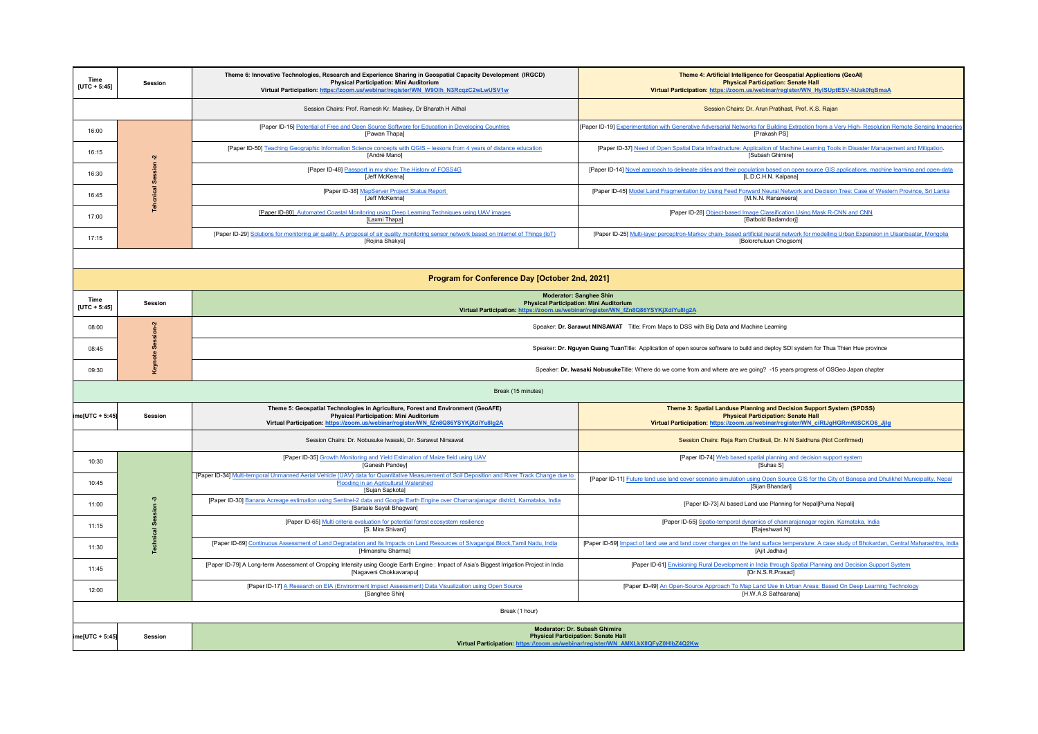| Time [UTC + 5:45] | Session | Theme 6: Innovative Technologies, Research and Experience Sharing in Geospatial Capacity Development (IRGCD)<br>Physical Participation: Mini Auditorium<br>Virtual Participation: https://zoom.us/webinar/register/WN_W9Olh_N3RcqzC2wLwUSV1w | Theme 4: Artificial Intelligence for Geospatial Applications (GeoAI)<br>Physical Participation: Senate Hall<br>Virtual Participation: https://zoom.us/webinar/register/WN_HylSUptESV-hUak0fqBmaA |
|---|---|---|---|
| | | Session Chairs: Prof. Ramesh Kr. Maskey, Dr Bharath H Aithal | Session Chairs: Dr. Arun Pratihast, Prof. K.S. Rajan |
| 16:00 | Tehcnical Session -2 | [Paper ID-15] Potential of Free and Open Source Software for Education in Developing Countries<br>[Pawan Thapa] | [Paper ID-19] Experimentation with Generative Adversarial Networks for Building Extraction from a Very High- Resolution Remote Sensing Imageries<br>[Prakash PS] |
| 16:15 | | [Paper ID-50] Teaching Geographic Information Science concepts with QGIS – lessons from 4 years of distance education<br>[André Mano] | [Paper ID-37] Need of Open Spatial Data Infrastructure: Application of Machine Learning Tools in Disaster Management and Mitigation.<br>[Subash Ghimire] |
| 16:30 | | [Paper ID-48] Passport in my shoe: The History of FOSS4G<br>[Jeff McKenna] | [Paper ID-14] Novel approach to delineate cities and their population based on open source GIS applications, machine learning and open-data<br>[L.D.C.H.N. Kalpana] |
| 16:45 | | [Paper ID-38] MapServer Project Status Report<br>[Jeff McKenna] | [Paper ID-45] Model Land Fragmentation by Using Feed Forward Neural Network and Decision Tree: Case of Western Province, Sri Lanka<br>[M.N.N. Ranaweera] |
| 17:00 | | [Paper ID-80] Automated Coastal Monitoring using Deep Learning Techniques using UAV images<br>[Laxmi Thapa] | [Paper ID-28] Object-based Image Classification Using Mask R-CNN and CNN<br>[Batbold Badamdorj] |
| 17:15 | | [Paper ID-29] Solutions for monitoring air quality: A proposal of air quality monitoring sensor network based on Internet of Things (IoT)<br>[Rojina Shakya] | [Paper ID-25] Multi-layer perceptron-Markov chain- based artificial neural network for modelling Urban Expansion in Ulaanbaatar, Mongolia<br>[Bolorchuluun Chogsom] |

## Program for Conference Day [October 2nd, 2021]

| Time [UTC + 5:45] | Session | Moderator: Sanghee Shin<br>Physical Participation: Mini Auditorium<br>Virtual Participation: https://zoom.us/webinar/register/WN_fZn8Q86YSYKjXdiYu8lg2A |
|---|---|---|
| 08:00 | Keynote Session-2 | Speaker: **Dr. Sarawut NINSAWAT** Title: From Maps to DSS with Big Data and Machine Learning |
| 08:45 | | Speaker: **Dr. Nguyen Quang Tuan**Title: Application of open source software to build and deploy SDI system for Thua Thien Hue province |
| 09:30 | | Speaker: **Dr. Iwasaki Nobusuke**Title: Where do we come from and where are we going? -15 years progress of OSGeo Japan chapter |

Break (15 minutes)

| ime[UTC + 5:45] | Session | Theme 5: Geospatial Technologies in Agriculture, Forest and Environment (GeoAFE)<br>Physical Participation: Mini Auditorium<br>Virtual Participation: https://zoom.us/webinar/register/WN_fZn8Q86YSYKjXdiYu8lg2A | Theme 3: Spatial Landuse Planning and Decision Support System (SPDSS)<br>Physical Participation: Senate Hall<br>Virtual Participation: https://zoom.us/webinar/register/WN_ciRtJgHGRmKtSCKO6_Jjlg |
|---|---|---|---|
| | | Session Chairs: Dr. Nobusuke Iwasaki, Dr. Sarawut Ninsawat | Session Chairs: Raja Ram Chattkuli, Dr. N N Saldhuna (Not Confirmed) |
| 10:30 | Technical Session -3 | [Paper ID-35] Growth Monitoring and Yield Estimation of Maize field using UAV<br>[Ganesh Pandey] | [Paper ID-74] Web based spatial planning and decision support system<br>[Suhas S] |
| 10:45 | | [Paper ID-34] Multi-temporal Unmanned Aerial Vehicle (UAV) data for Quantitative Measurement of Soil Deposition and River Track Change due to Flooding in an Agricultural Watershed<br>[Sujan Sapkota] | [Paper ID-11] Future land use land cover scenario simulation using Open Source GIS for the City of Banepa and Dhulikhel Municipality, Nepal<br>[Sijan Bhandari] |
| 11:00 | | [Paper ID-30] Banana Acreage estimation using Sentinel-2 data and Google Earth Engine over Chamarajanagar district, Karnataka, India<br>[Barsale Sayali Bhagwan] | [Paper ID-73] AI based Land use Planning for Nepal[Purna Nepali] |
| 11:15 | | [Paper ID-65] Multi criteria evaluation for potential forest ecosystem resilience<br>[S. Mira Shivani] | [Paper ID-55] Spatio-temporal dynamics of chamarajanagar region, Karnataka, India<br>[Rajeshwari N] |
| 11:30 | | [Paper ID-69] Continuous Assessment of Land Degradation and Its Impacts on Land Resources of Sivagangai Block,Tamil Nadu, India<br>[Himanshu Sharma] | [Paper ID-59] Impact of land use and land cover changes on the land surface temperature: A case study of Bhokardan, Central Maharashtra, India<br>[Ajit Jadhav] |
| 11:45 | | [Paper ID-79] A Long-term Assessment of Cropping Intensity using Google Earth Engine : Impact of Asia's Biggest Irrigation Project in India<br>[Nagaveni Chokkavarapu] | [Paper ID-61] Envisioning Rural Development in India through Spatial Planning and Decision Support System<br>[Dr.N.S.R.Prasad] |
| 12:00 | | [Paper ID-17] A Research on EIA (Environment Impact Assessment) Data Visualization using Open Source<br>[Sanghee Shin] | [Paper ID-49] An Open-Source Approach To Map Land Use In Urban Areas: Based On Deep Learning Technology<br>[H.W.A.S Sathsarana] |

Break (1 hour)

| ime[UTC + 5:45] | Session | Moderator: Dr. Subash Ghimire<br>Physical Participation: Senate Hall<br>Virtual Participation: https://zoom.us/webinar/register/WN_AMXLkXIlQFyZ0HlbZ4Q2Kw |
|---|---|---|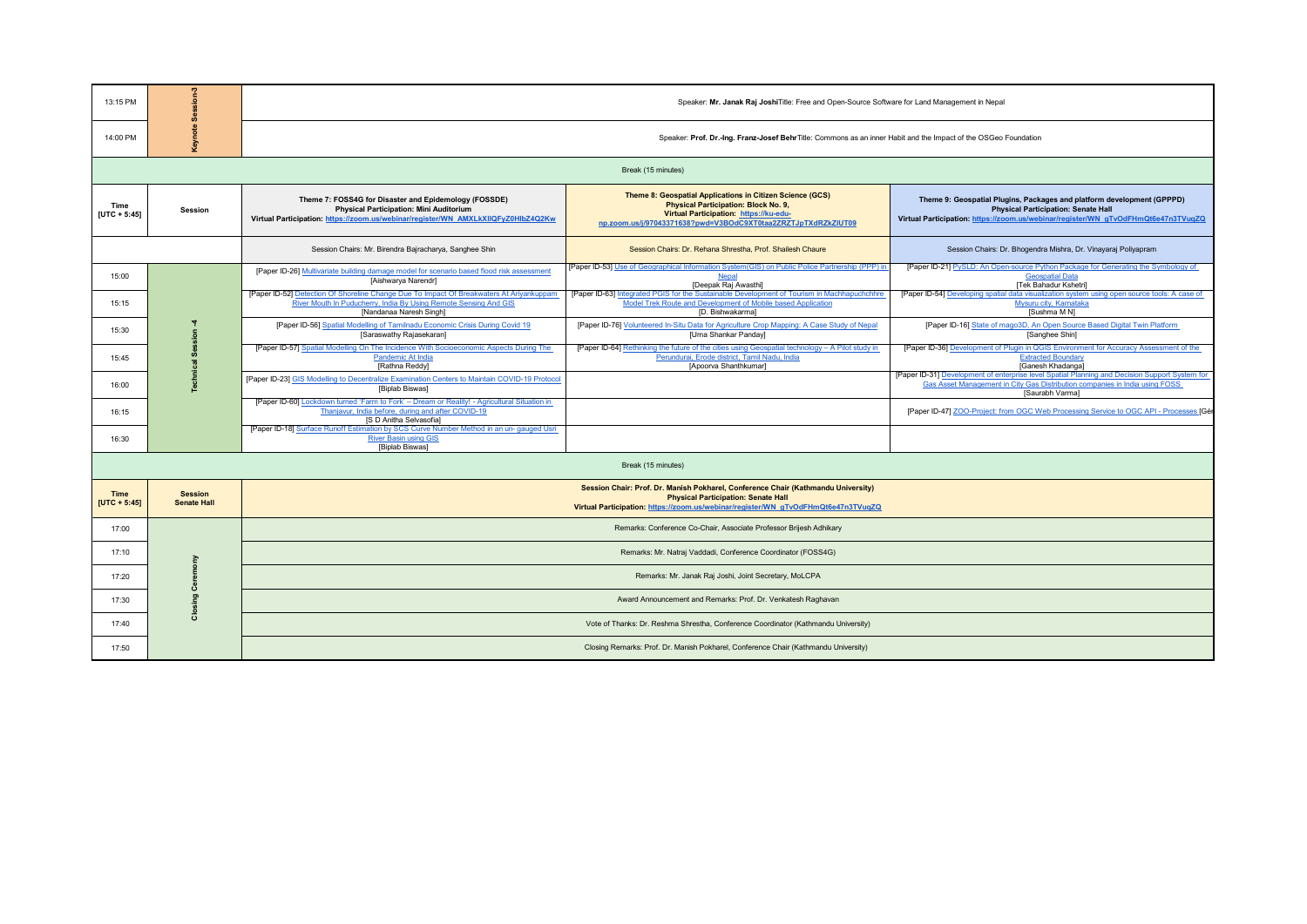| | | | | |
|---|---|---|---|---|
| 13:15 PM | Keynote Session-3 | Speaker: **Mr. Janak Raj Joshi** Title: Free and Open-Source Software for Land Management in Nepal | | |
| 14:00 PM | | Speaker: **Prof. Dr.-Ing. Franz-Josef Behr** Title: Commons as an inner Habit and the Impact of the OSGeo Foundation | | |
| Break (15 minutes) | | | | |
| **Time [UTC + 5:45]** | **Session** | **Theme 7: FOSS4G for Disaster and Epidemology (FOSSDE)** **Physical Participation: Mini Auditorium** **Virtual Participation: https://zoom.us/webinar/register/WN_AMXLkXIlQFyZ0HIbZ4Q2Kw** | **Theme 8: Geospatial Applications in Citizen Science (GCS)** **Physical Participation: Block No. 9,** **Virtual Participation: https://ku-edu-np.zoom.us/j/97043371638?pwd=V3BOdC9XT0taa2ZRZTJpTXdRZkZIUT09** | **Theme 9: Geospatial Plugins, Packages and platform development (GPPPD)** **Physical Participation: Senate Hall** **Virtual Participation: https://zoom.us/webinar/register/WN_gTvOdFHmQt6e47n3TVuqZQ** |
| | | Session Chairs: Mr. Birendra Bajracharya, Sanghee Shin | Session Chairs: Dr. Rehana Shrestha, Prof. Shailesh Chaure | Session Chairs: Dr. Bhogendra Mishra, Dr. Vinayaraj Poliyapram |
| 15:00 | Technical Session -4 | [Paper ID-26] Multivariate building damage model for scenario based flood risk assessment [Aishwarya Narendr] | [Paper ID-53] Use of Geographical Information System(GIS) on Public Police Partnership (PPP) in Nepal [Deepak Raj Awasthi] | [Paper ID-21] PySLD: An Open-source Python Package for Generating the Symbology of Geospatial Data [Tek Bahadur Kshetri] |
| 15:15 | | [Paper ID-52] Detection Of Shoreline Change Due To Impact Of Breakwaters At Ariyankuppam River Mouth In Puducherry, India By Using Remote Sensing And GIS [Nandanaa Naresh Singh] | [Paper ID-63] Integrated PGIS for the Sustainable Development of Tourism in Machhapuchchhre Model Trek Route and Development of Mobile based Application [D. Bishwakarma] | [Paper ID-54] Developing spatial data visualization system using open source tools: A case of Mysuru city, Karnataka [Sushma M N] |
| 15:30 | | [Paper ID-56] Spatial Modelling of Tamilnadu Economic Crisis During Covid 19 [Saraswathy Rajasekaran] | [Paper ID-76] Volunteered In-Situ Data for Agriculture Crop Mapping: A Case Study of Nepal [Uma Shankar Panday] | [Paper ID-16] State of mago3D, An Open Source Based Digital Twin Platform [Sanghee Shin] |
| 15:45 | | [Paper ID-57] Spatial Modelling On The Incidence With Socioeconomic Aspects During The Pandemic At India [Rathna Reddy] | [Paper ID-64] Rethinking the future of the cities using Geospatial technology – A Pilot study in Perundurai, Erode district, Tamil Nadu, India [Apoorva Shanthkumar] | [Paper ID-36] Development of Plugin in QGIS Environment for Accuracy Assessment of the Extracted Boundary [Ganesh Khadanga] |
| 16:00 | | [Paper ID-23] GIS Modelling to Decentralize Examination Centers to Maintain COVID-19 Protocol [Biplab Biswas] | | [Paper ID-31] Development of enterprise level Spatial Planning and Decision Support System for Gas Asset Management in City Gas Distribution companies in India using FOSS [Saurabh Varma] |
| 16:15 | | [Paper ID-60] Lockdown turned 'Farm to Fork' – Dream or Reality! - Agricultural Situation in Thanjavur, India before, during and after COVID-19 [S D Anitha Selvasofia] | | [Paper ID-47] ZOO-Project: from OGC Web Processing Service to OGC API - Processes [Gér |
| 16:30 | | [Paper ID-18] Surface Runoff Estimation by SCS Curve Number Method in an un- gauged Usri River Basin using GIS [Biplab Biswas] | | |
| Break (15 minutes) | | | | |
| **Time [UTC + 5:45]** | **Session Senate Hall** | **Session Chair: Prof. Dr. Manish Pokharel, Conference Chair (Kathmandu University)** **Physical Participation: Senate Hall** **Virtual Participation: https://zoom.us/webinar/register/WN_gTvOdFHmQt6e47n3TVuqZQ** | | |
| 17:00 | Closing Ceremony | Remarks: Conference Co-Chair, Associate Professor Brijesh Adhikary | | |
| 17:10 | | Remarks: Mr. Natraj Vaddadi, Conference Coordinator (FOSS4G) | | |
| 17:20 | | Remarks: Mr. Janak Raj Joshi, Joint Secretary, MoLCPA | | |
| 17:30 | | Award Announcement and Remarks: Prof. Dr. Venkatesh Raghavan | | |
| 17:40 | | Vote of Thanks: Dr. Reshma Shrestha, Conference Coordinator (Kathmandu University) | | |
| 17:50 | | Closing Remarks: Prof. Dr. Manish Pokharel, Conference Chair (Kathmandu University) | | |